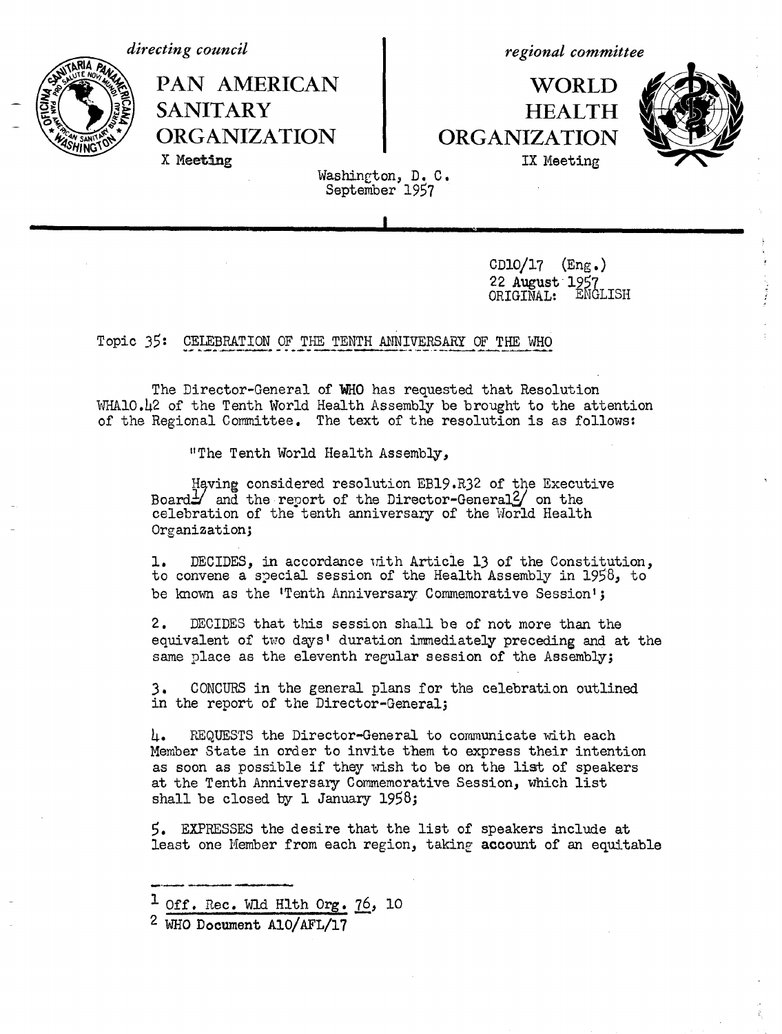directing council

PAN AMERICAN SANITARY ORGANIZATION

X Meeting

regional committee

WORLD HEALTH ORGANIZATION

IX Meeting

Washington, D. C.
September 1957

CD10/17 (Eng.)
22 August 1957
ORIGINAL: ENGLISH

Topic 35: CELEBRATION OF THE TENTH ANNIVERSARY OF THE WHO

The Director-General of WHO has requested that Resolution WHA10.42 of the Tenth World Health Assembly be brought to the attention of the Regional Committee. The text of the resolution is as follows:

"The Tenth World Health Assembly,

Having considered resolution EB19.R32 of the Executive Board[1] and the report of the Director-General[2] on the celebration of the tenth anniversary of the World Health Organization;

1. DECIDES, in accordance with Article 13 of the Constitution, to convene a special session of the Health Assembly in 1958, to be known as the 'Tenth Anniversary Commemorative Session';

2. DECIDES that this session shall be of not more than the equivalent of two days' duration immediately preceding and at the same place as the eleventh regular session of the Assembly;

3. CONCURS in the general plans for the celebration outlined in the report of the Director-General;

4. REQUESTS the Director-General to communicate with each Member State in order to invite them to express their intention as soon as possible if they wish to be on the list of speakers at the Tenth Anniversary Commemorative Session, which list shall be closed by 1 January 1958;

5. EXPRESSES the desire that the list of speakers include at least one Member from each region, taking account of an equitable

---

[1] Off. Rec. Wld Hlth Org. 76, 10

[2] WHO Document A10/AFL/17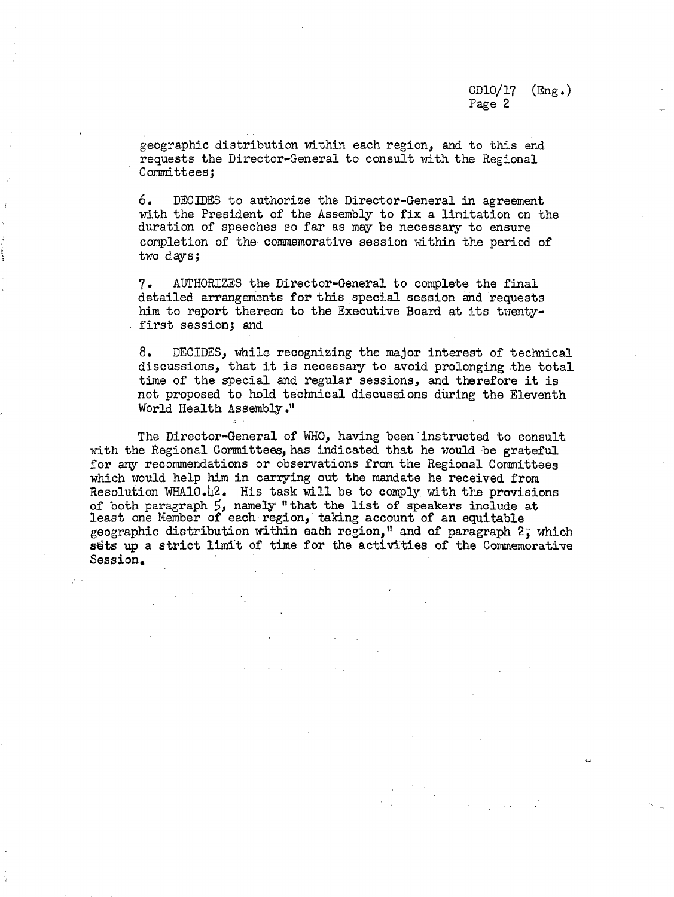geographic distribution within each region, and to this end requests the Director-General to consult with the Regional Committees;

6. DECIDES to authorize the Director-General in agreement with the President of the Assembly to fix a limitation on the duration of speeches so far as may be necessary to ensure completion of the commemorative session within the period of two days;

7. AUTHORIZES the Director-General to complete the final detailed arrangements for this special session and requests him to report thereon to the Executive Board at its twenty-first session; and

8. DECIDES, while recognizing the major interest of technical discussions, that it is necessary to avoid prolonging the total time of the special and regular sessions, and therefore it is not proposed to hold technical discussions during the Eleventh World Health Assembly."

The Director-General of WHO, having been instructed to consult with the Regional Committees, has indicated that he would be grateful for any recommendations or observations from the Regional Committees which would help him in carrying out the mandate he received from Resolution WHA10.42. His task will be to comply with the provisions of both paragraph 5, namely "that the list of speakers include at least one Member of each region, taking account of an equitable geographic distribution within each region," and of paragraph 2, which sets up a strict limit of time for the activities of the Commemorative Session.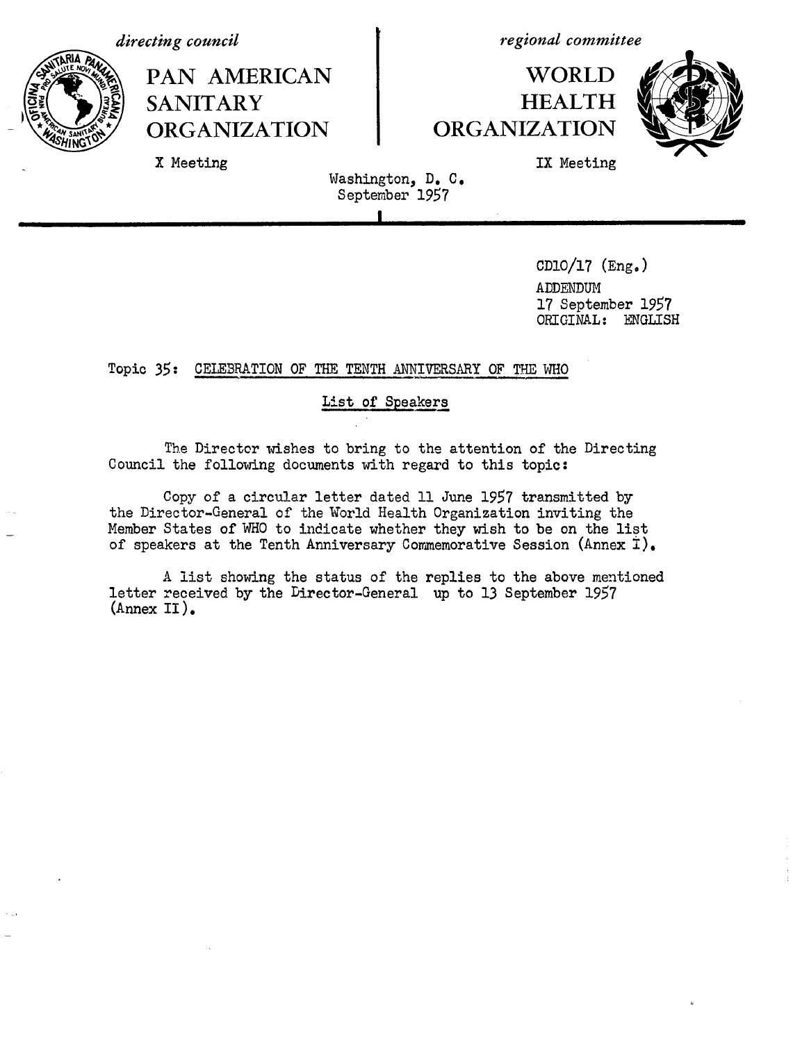*directing council*

**PAN AMERICAN SANITARY ORGANIZATION**

X Meeting

*regional committee*

**WORLD HEALTH ORGANIZATION**

IX Meeting

Washington, D. C.
September 1957

CD10/17 (Eng.)
ADDENDUM
17 September 1957
ORIGINAL: ENGLISH

Topic 35: CELEBRATION OF THE TENTH ANNIVERSARY OF THE WHO

List of Speakers

The Director wishes to bring to the attention of the Directing Council the following documents with regard to this topic:

Copy of a circular letter dated 11 June 1957 transmitted by the Director-General of the World Health Organization inviting the Member States of WHO to indicate whether they wish to be on the list of speakers at the Tenth Anniversary Commemorative Session (Annex I).

A list showing the status of the replies to the above mentioned letter received by the Director-General up to 13 September 1957 (Annex II).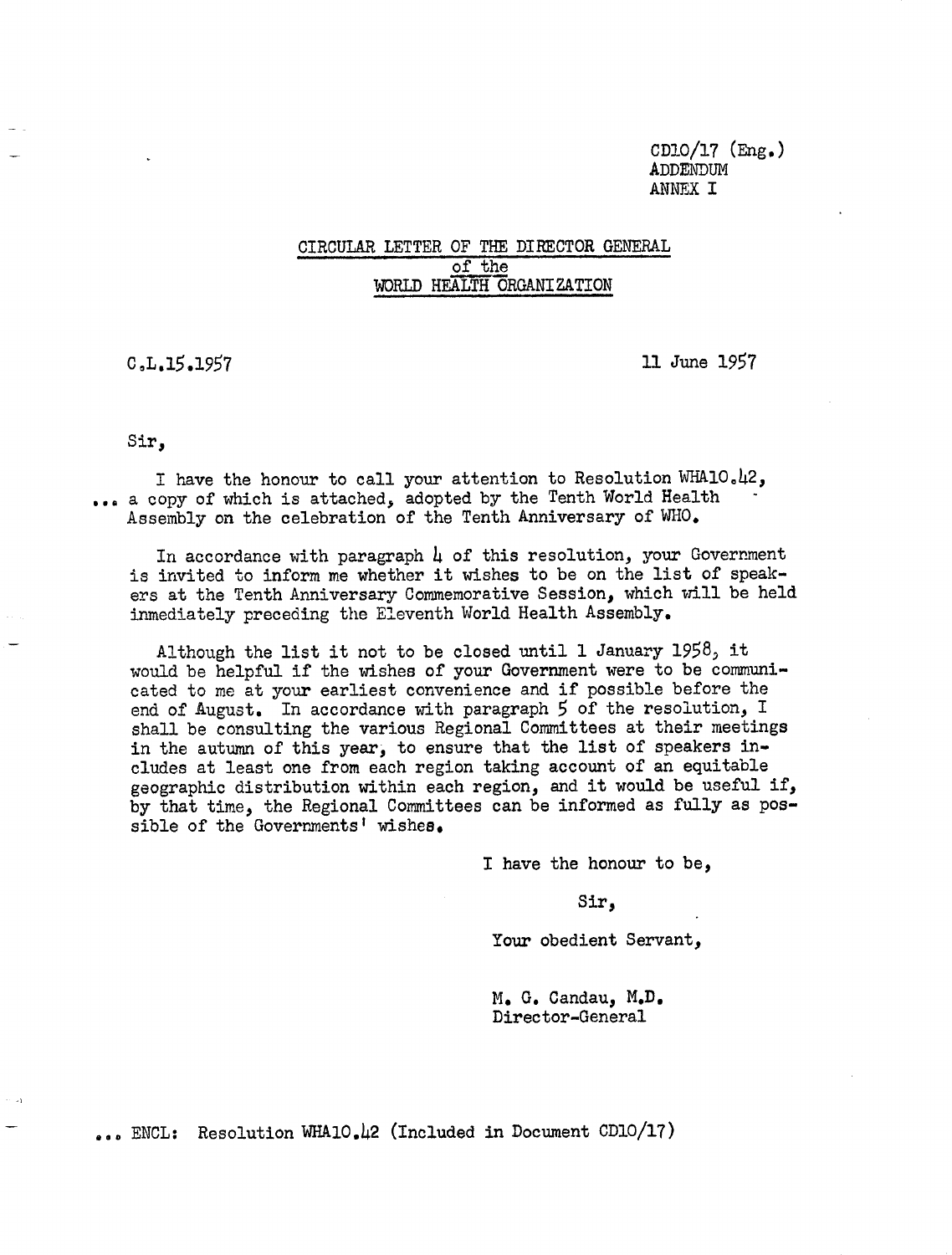CD10/17 (Eng.)
ADDENDUM
ANNEX I

## CIRCULAR LETTER OF THE DIRECTOR GENERAL of the WORLD HEALTH ORGANIZATION

C.L.15.1957 11 June 1957

Sir,

I have the honour to call your attention to Resolution WHA10.42, ... a copy of which is attached, adopted by the Tenth World Health Assembly on the celebration of the Tenth Anniversary of WHO.

In accordance with paragraph 4 of this resolution, your Government is invited to inform me whether it wishes to be on the list of speakers at the Tenth Anniversary Commemorative Session, which will be held immediately preceding the Eleventh World Health Assembly.

Although the list it not to be closed until 1 January 1958, it would be helpful if the wishes of your Government were to be communicated to me at your earliest convenience and if possible before the end of August. In accordance with paragraph 5 of the resolution, I shall be consulting the various Regional Committees at their meetings in the autumn of this year, to ensure that the list of speakers includes at least one from each region taking account of an equitable geographic distribution within each region, and it would be useful if, by that time, the Regional Committees can be informed as fully as possible of the Governments' wishes.

I have the honour to be,

Sir,

Your obedient Servant,

M. G. Candau, M.D.
Director-General

... ENCL: Resolution WHA10.42 (Included in Document CD10/17)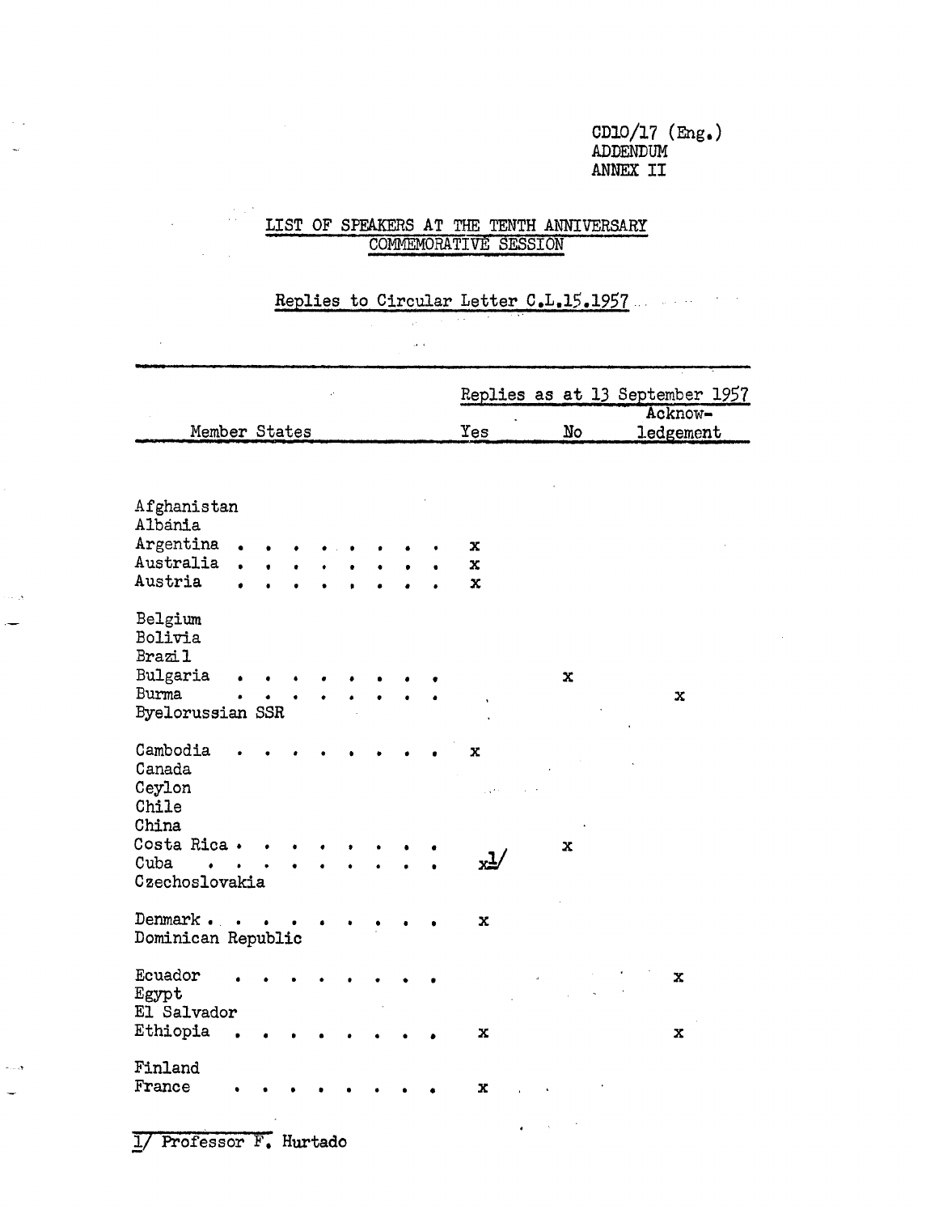CD10/17 (Eng.)
ADDENDUM
ANNEX II

## LIST OF SPEAKERS AT THE TENTH ANNIVERSARY COMMEMORATIVE SESSION

### Replies to Circular Letter C.L.15.1957

| Member States | Replies as at 13 September 1957 | | |
|---|---|---|---|
| | Yes | No | Acknow-ledgement |
| Afghanistan | | | |
| Albánia | | | |
| Argentina | x | | |
| Australia | x | | |
| Austria | x | | |
| Belgium | | | |
| Bolivia | | | |
| Brazil | | | |
| Bulgaria | | x | |
| Burma | | | x |
| Byelorussian SSR | | | |
| Cambodia | x | | |
| Canada | | | |
| Ceylon | | | |
| Chile | | | |
| China | | | |
| Costa Rica | | x | |
| Cuba | x[1] | | |
| Czechoslovakia | | | |
| Denmark | x | | |
| Dominican Republic | | | |
| Ecuador | | | x |
| Egypt | | | |
| El Salvador | | | |
| Ethiopia | x | | x |
| Finland | | | |
| France | x | | |

[1] Professor F. Hurtado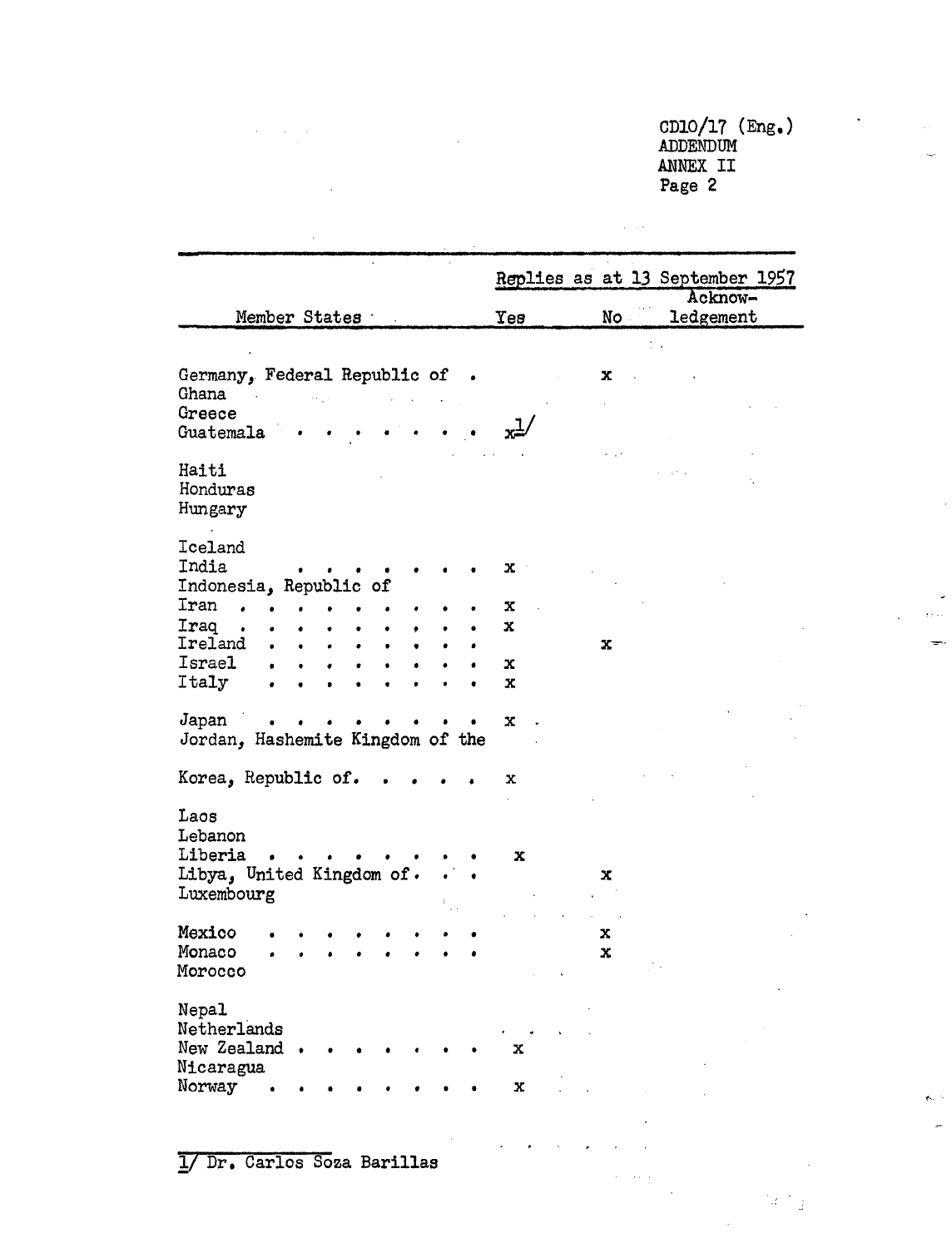CD10/17 (Eng.)
ADDENDUM
ANNEX II

| Member States | Replies as at 13 September 1957 | | |
|---|---|---|---|
| | Yes | No | Acknowledgement |
| Germany, Federal Republic of | | x | |
| Ghana | | | |
| Greece | | | |
| Guatemala | x[1] | | |
| Haiti | | | |
| Honduras | | | |
| Hungary | | | |
| Iceland | | | |
| India | x | | |
| Indonesia, Republic of | | | |
| Iran | x | | |
| Iraq | x | | |
| Ireland | | x | |
| Israel | x | | |
| Italy | x | | |
| Japan | x | | |
| Jordan, Hashemite Kingdom of the | | | |
| Korea, Republic of. | x | | |
| Laos | | | |
| Lebanon | | | |
| Liberia | x | | |
| Libya, United Kingdom of. | | x | |
| Luxembourg | | | |
| Mexico | | x | |
| Monaco | | x | |
| Morocco | | | |
| Nepal | | | |
| Netherlands | | | |
| New Zealand | x | | |
| Nicaragua | | | |
| Norway | x | | |

1/ Dr. Carlos Soza Barillas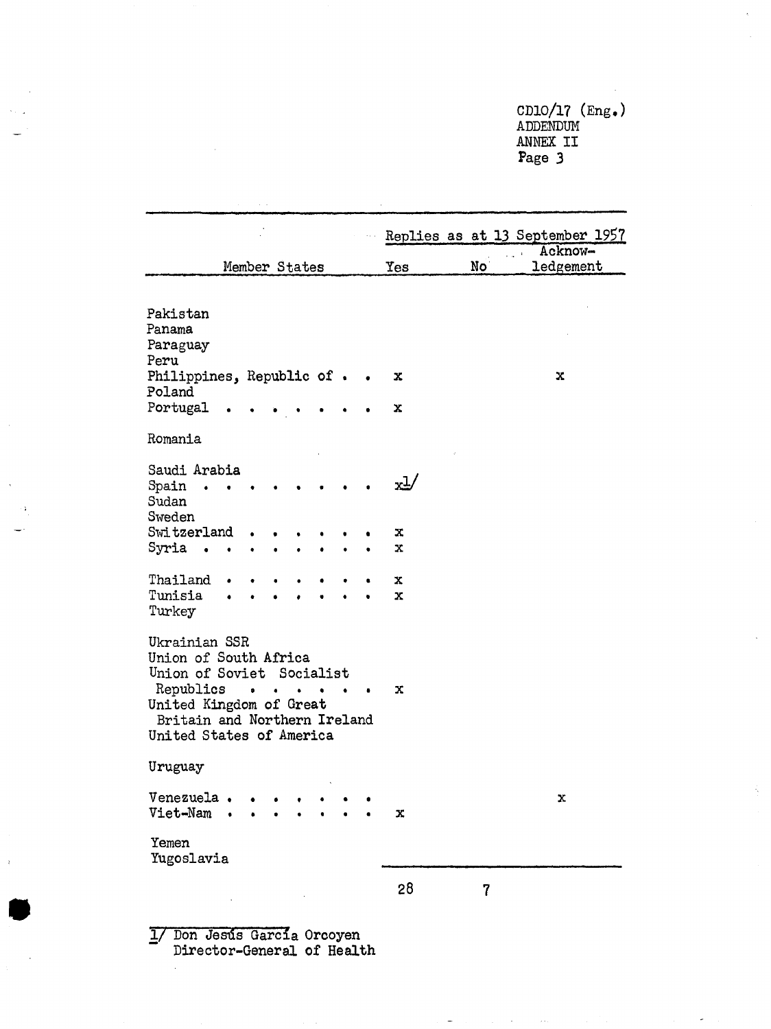CD10/17 (Eng.)
ADDENDUM
ANNEX II

| Member States | Replies as at 13 September 1957 Yes | No | Acknow-ledgement |
|---|---|---|---|
| Pakistan | | | |
| Panama | | | |
| Paraguay | | | |
| Peru | | | |
| Philippines, Republic of | x | | x |
| Poland | | | |
| Portugal | x | | |
| Romania | | | |
| Saudi Arabia | | | |
| Spain | x[1] | | |
| Sudan | | | |
| Sweden | | | |
| Switzerland | x | | |
| Syria | x | | |
| Thailand | x | | |
| Tunisia | x | | |
| Turkey | | | |
| Ukrainian SSR | | | |
| Union of South Africa | | | |
| Union of Soviet Socialist Republics | x | | |
| United Kingdom of Great Britain and Northern Ireland | | | |
| United States of America | | | |
| Uruguay | | | |
| Venezuela | | | x |
| Viet-Nam | x | | |
| Yemen | | | |
| Yugoslavia | | | |
| | 28 | 7 | |

[1] Don Jesús García Orcoyen
Director-General of Health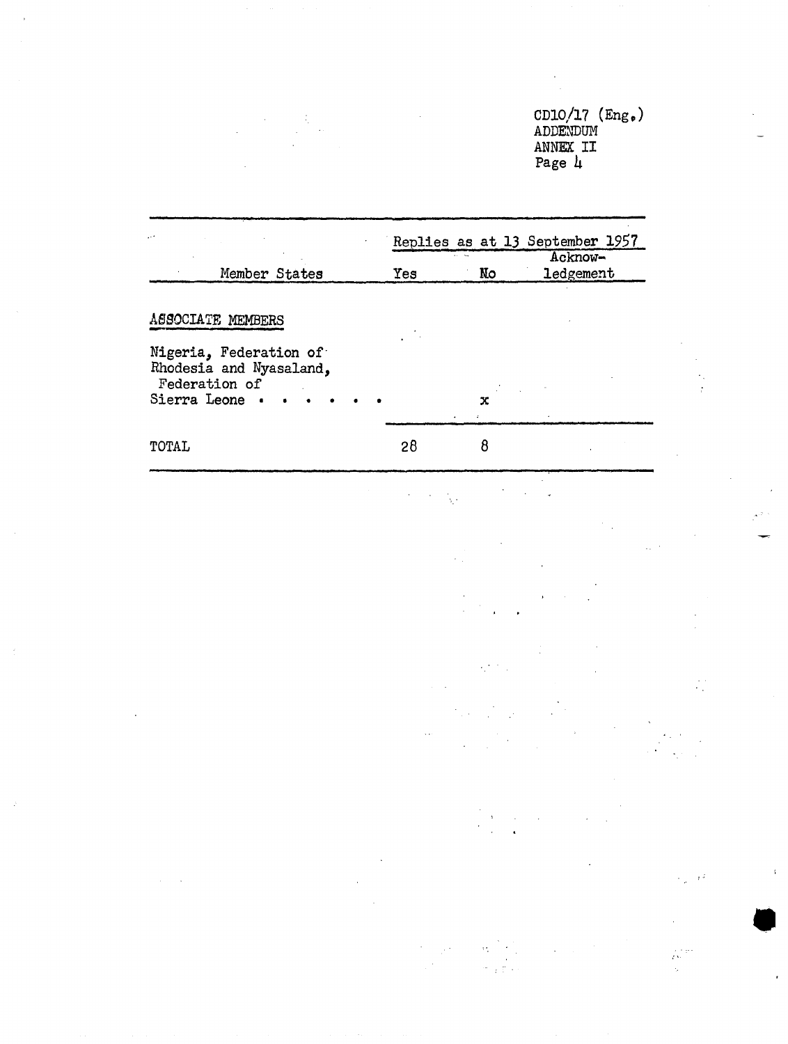| Member States | Replies as at 13 September 1957 | | |
|---|---|---|---|
| | Yes | No | Acknow-ledgement |
| ASSOCIATE MEMBERS | | | |
| Nigeria, Federation of | | | |
| Rhodesia and Nyasaland, Federation of | | | |
| Sierra Leone . . . . . . . | | x | |
| TOTAL | 28 | 8 | |